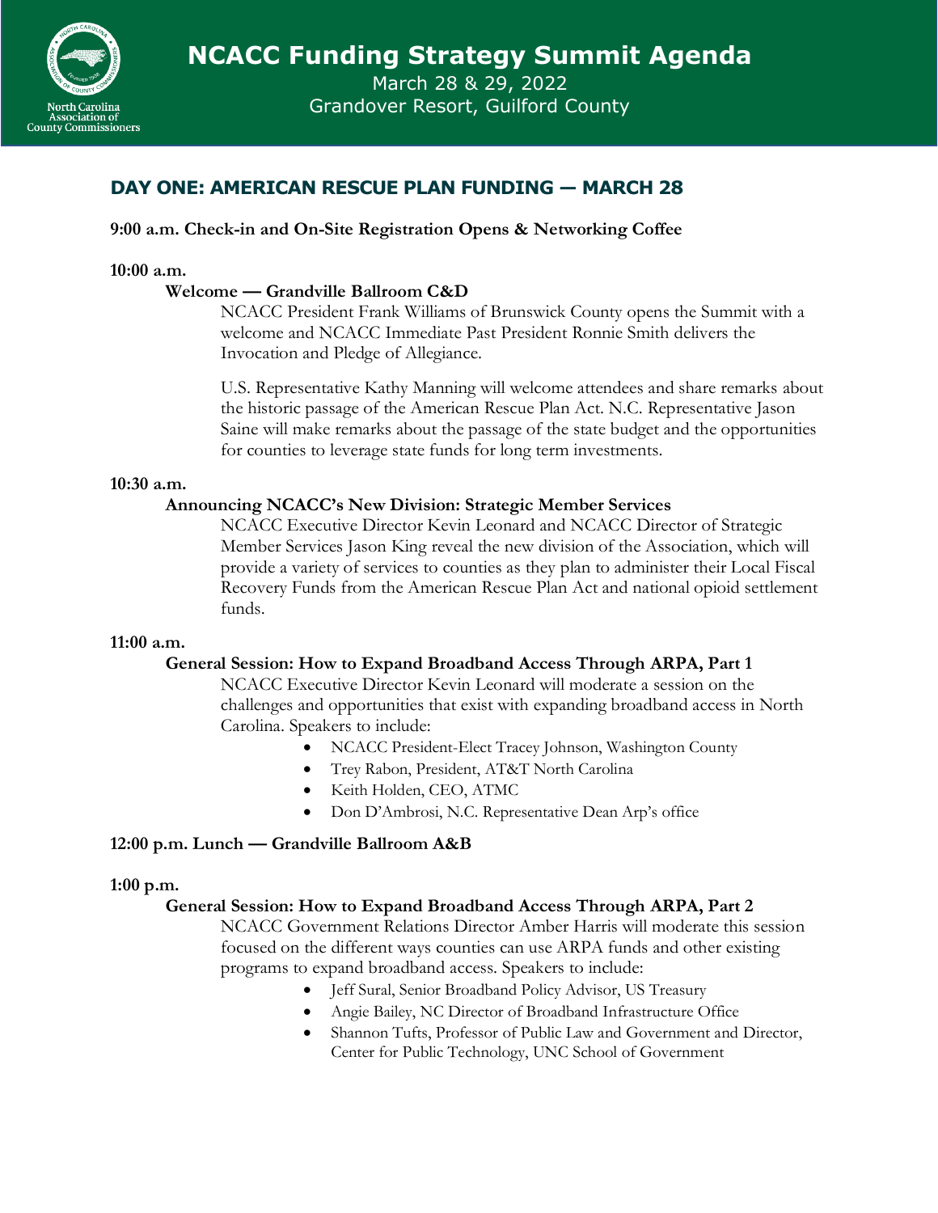# NCACC Funding Strategy Summit Agenda

March 28 & 29, 2022
Grandover Resort, Guilford County

## DAY ONE: AMERICAN RESCUE PLAN FUNDING — MARCH 28

**9:00 a.m. Check-in and On-Site Registration Opens & Networking Coffee**

**10:00 a.m.**

**Welcome — Grandville Ballroom C&D**

NCACC President Frank Williams of Brunswick County opens the Summit with a welcome and NCACC Immediate Past President Ronnie Smith delivers the Invocation and Pledge of Allegiance.

U.S. Representative Kathy Manning will welcome attendees and share remarks about the historic passage of the American Rescue Plan Act. N.C. Representative Jason Saine will make remarks about the passage of the state budget and the opportunities for counties to leverage state funds for long term investments.

**10:30 a.m.**

**Announcing NCACC's New Division: Strategic Member Services**

NCACC Executive Director Kevin Leonard and NCACC Director of Strategic Member Services Jason King reveal the new division of the Association, which will provide a variety of services to counties as they plan to administer their Local Fiscal Recovery Funds from the American Rescue Plan Act and national opioid settlement funds.

**11:00 a.m.**

**General Session: How to Expand Broadband Access Through ARPA, Part 1**

NCACC Executive Director Kevin Leonard will moderate a session on the challenges and opportunities that exist with expanding broadband access in North Carolina. Speakers to include:

- NCACC President-Elect Tracey Johnson, Washington County
- Trey Rabon, President, AT&T North Carolina
- Keith Holden, CEO, ATMC
- Don D'Ambrosi, N.C. Representative Dean Arp's office

**12:00 p.m. Lunch — Grandville Ballroom A&B**

**1:00 p.m.**

**General Session: How to Expand Broadband Access Through ARPA, Part 2**

NCACC Government Relations Director Amber Harris will moderate this session focused on the different ways counties can use ARPA funds and other existing programs to expand broadband access. Speakers to include:

- Jeff Sural, Senior Broadband Policy Advisor, US Treasury
- Angie Bailey, NC Director of Broadband Infrastructure Office
- Shannon Tufts, Professor of Public Law and Government and Director, Center for Public Technology, UNC School of Government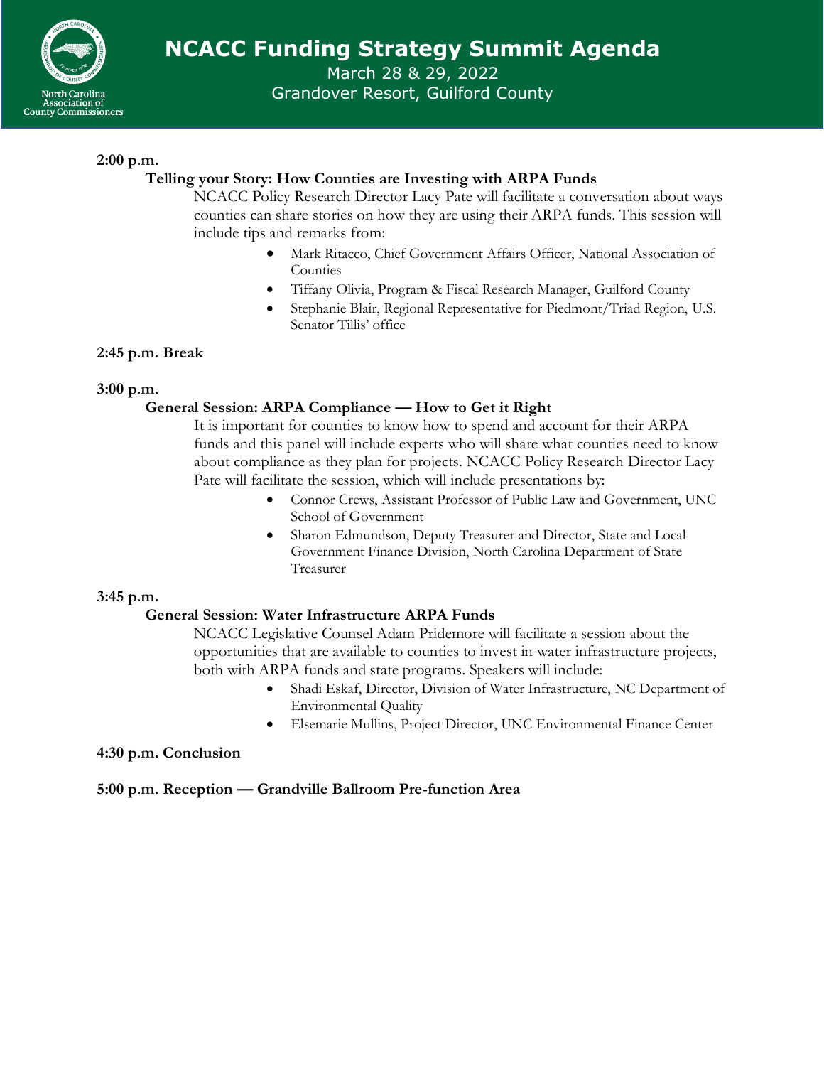# NCACC Funding Strategy Summit Agenda

March 28 & 29, 2022
Grandover Resort, Guilford County

**2:00 p.m.**

**Telling your Story: How Counties are Investing with ARPA Funds**

NCACC Policy Research Director Lacy Pate will facilitate a conversation about ways counties can share stories on how they are using their ARPA funds. This session will include tips and remarks from:

- Mark Ritacco, Chief Government Affairs Officer, National Association of Counties
- Tiffany Olivia, Program & Fiscal Research Manager, Guilford County
- Stephanie Blair, Regional Representative for Piedmont/Triad Region, U.S. Senator Tillis' office

**2:45 p.m. Break**

**3:00 p.m.**

**General Session: ARPA Compliance — How to Get it Right**

It is important for counties to know how to spend and account for their ARPA funds and this panel will include experts who will share what counties need to know about compliance as they plan for projects. NCACC Policy Research Director Lacy Pate will facilitate the session, which will include presentations by:

- Connor Crews, Assistant Professor of Public Law and Government, UNC School of Government
- Sharon Edmundson, Deputy Treasurer and Director, State and Local Government Finance Division, North Carolina Department of State Treasurer

**3:45 p.m.**

**General Session: Water Infrastructure ARPA Funds**

NCACC Legislative Counsel Adam Pridemore will facilitate a session about the opportunities that are available to counties to invest in water infrastructure projects, both with ARPA funds and state programs. Speakers will include:

- Shadi Eskaf, Director, Division of Water Infrastructure, NC Department of Environmental Quality
- Elsemarie Mullins, Project Director, UNC Environmental Finance Center

**4:30 p.m. Conclusion**

**5:00 p.m. Reception — Grandville Ballroom Pre-function Area**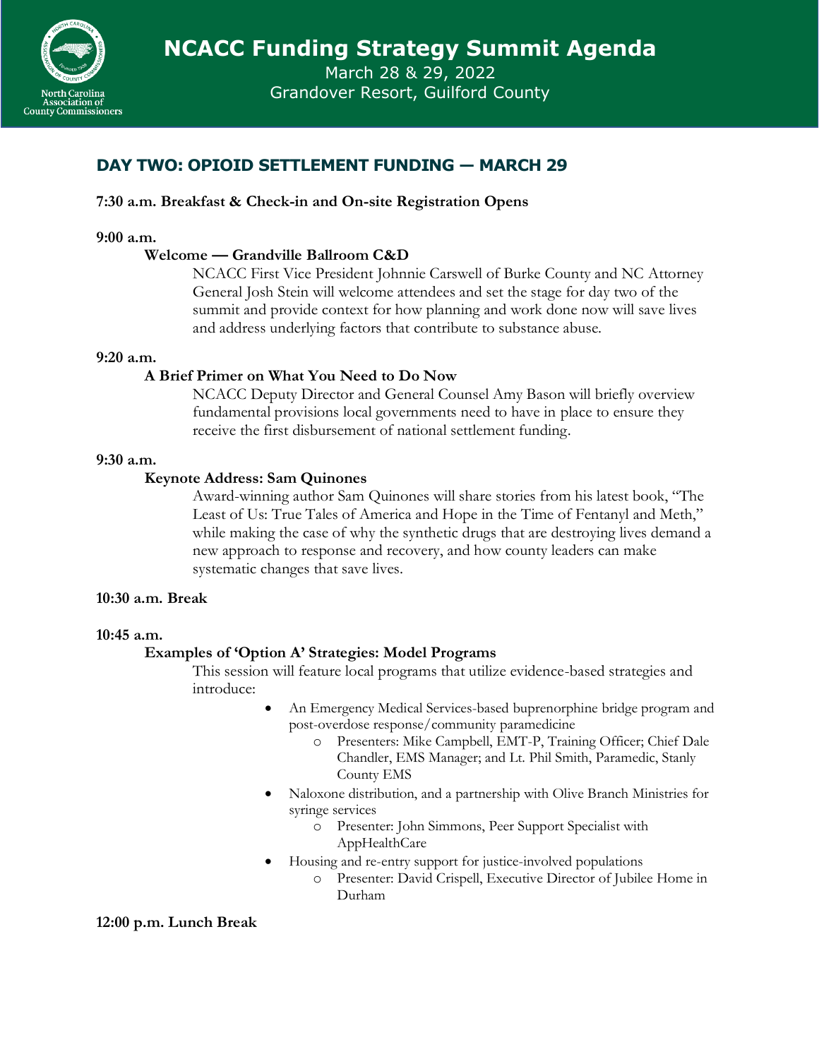# NCACC Funding Strategy Summit Agenda

March 28 & 29, 2022
Grandover Resort, Guilford County

## DAY TWO: OPIOID SETTLEMENT FUNDING — MARCH 29

**7:30 a.m. Breakfast & Check-in and On-site Registration Opens**

**9:00 a.m.**

**Welcome — Grandville Ballroom C&D**

NCACC First Vice President Johnnie Carswell of Burke County and NC Attorney General Josh Stein will welcome attendees and set the stage for day two of the summit and provide context for how planning and work done now will save lives and address underlying factors that contribute to substance abuse.

**9:20 a.m.**

**A Brief Primer on What You Need to Do Now**

NCACC Deputy Director and General Counsel Amy Bason will briefly overview fundamental provisions local governments need to have in place to ensure they receive the first disbursement of national settlement funding.

**9:30 a.m.**

**Keynote Address: Sam Quinones**

Award-winning author Sam Quinones will share stories from his latest book, "The Least of Us: True Tales of America and Hope in the Time of Fentanyl and Meth," while making the case of why the synthetic drugs that are destroying lives demand a new approach to response and recovery, and how county leaders can make systematic changes that save lives.

**10:30 a.m. Break**

**10:45 a.m.**

**Examples of 'Option A' Strategies: Model Programs**

This session will feature local programs that utilize evidence-based strategies and introduce:

- An Emergency Medical Services-based buprenorphine bridge program and post-overdose response/community paramedicine
  - Presenters: Mike Campbell, EMT-P, Training Officer; Chief Dale Chandler, EMS Manager; and Lt. Phil Smith, Paramedic, Stanly County EMS
- Naloxone distribution, and a partnership with Olive Branch Ministries for syringe services
  - Presenter: John Simmons, Peer Support Specialist with AppHealthCare
- Housing and re-entry support for justice-involved populations
  - Presenter: David Crispell, Executive Director of Jubilee Home in Durham

**12:00 p.m. Lunch Break**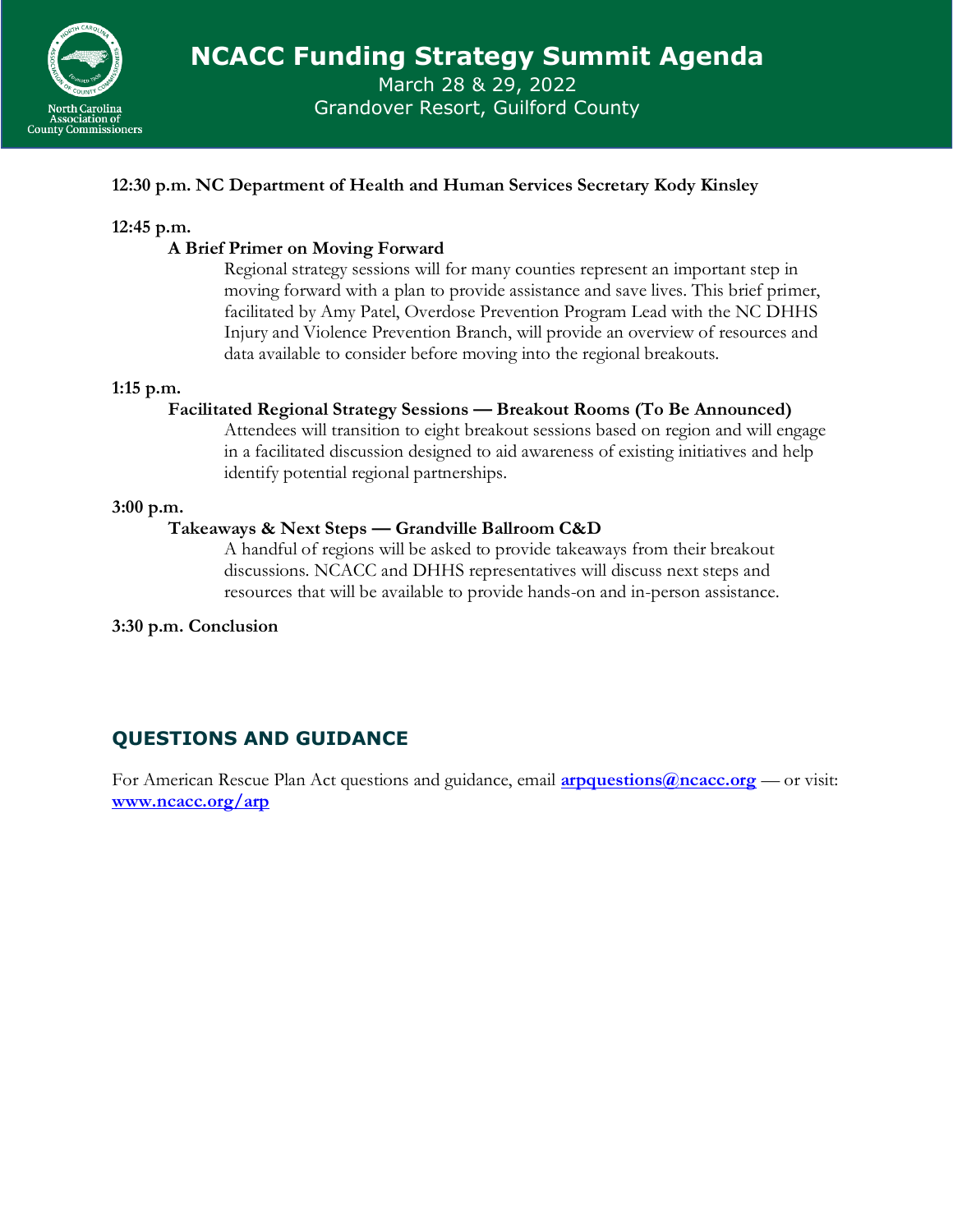# NCACC Funding Strategy Summit Agenda

March 28 & 29, 2022
Grandover Resort, Guilford County

**12:30 p.m. NC Department of Health and Human Services Secretary Kody Kinsley**

**12:45 p.m.**

**A Brief Primer on Moving Forward**

Regional strategy sessions will for many counties represent an important step in moving forward with a plan to provide assistance and save lives. This brief primer, facilitated by Amy Patel, Overdose Prevention Program Lead with the NC DHHS Injury and Violence Prevention Branch, will provide an overview of resources and data available to consider before moving into the regional breakouts.

**1:15 p.m.**

**Facilitated Regional Strategy Sessions — Breakout Rooms (To Be Announced)**

Attendees will transition to eight breakout sessions based on region and will engage in a facilitated discussion designed to aid awareness of existing initiatives and help identify potential regional partnerships.

**3:00 p.m.**

**Takeaways & Next Steps — Grandville Ballroom C&D**

A handful of regions will be asked to provide takeaways from their breakout discussions. NCACC and DHHS representatives will discuss next steps and resources that will be available to provide hands-on and in-person assistance.

**3:30 p.m. Conclusion**

## QUESTIONS AND GUIDANCE

For American Rescue Plan Act questions and guidance, email **arpquestions@ncacc.org** — or visit: **www.ncacc.org/arp**